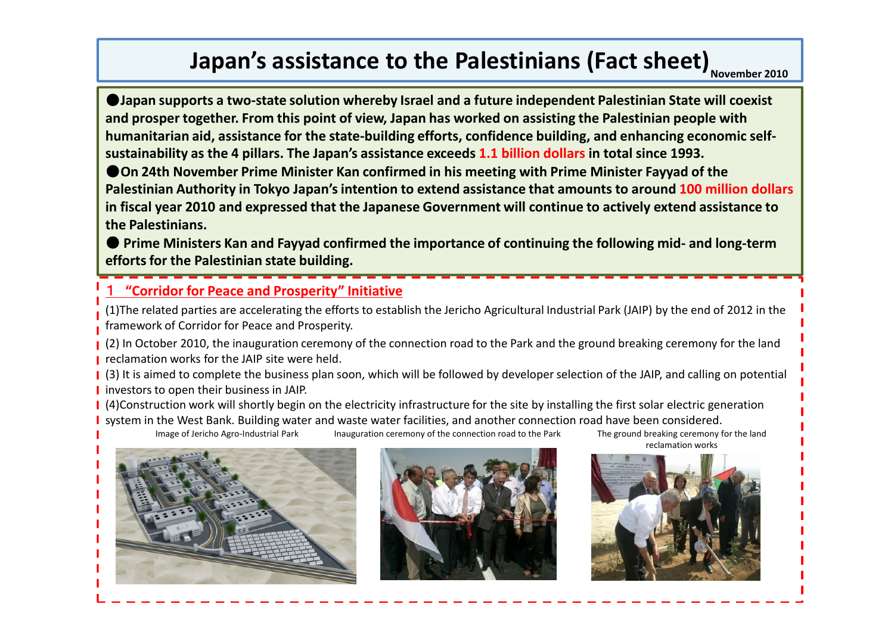# Japan's assistance to the Palestinians (Fact sheet)

November 2010

**●Japan supports a two-state solution whereby Israel and a future independent Palestinian State will coexist and prosper together. From this point of view, Japan has worked on assisting the Palestinian people with humanitarian aid, assistance for the state-building efforts, confidence building, and enhancing economic self-sustainability as the 4 pillars. The Japan's assistance exceeds 1.1 billion dollars in total since 1993.**

**●On 24th November Prime Minister Kan confirmed in his meeting with Prime Minister Fayyad of the Palestinian Authority in Tokyo Japan's intention to extend assistance that amounts to around 100 million dollars in fiscal year 2010 and expressed that the Japanese Government will continue to actively extend assistance to the Palestinians.**

**● Prime Ministers Kan and Fayyad confirmed the importance of continuing the following mid- and long-term efforts for the Palestinian state building.**

## 1 "Corridor for Peace and Prosperity" Initiative

(1)The related parties are accelerating the efforts to establish the Jericho Agricultural Industrial Park (JAIP) by the end of 2012 in the framework of Corridor for Peace and Prosperity.

(2) In October 2010, the inauguration ceremony of the connection road to the Park and the ground breaking ceremony for the land reclamation works for the JAIP site were held.

(3) It is aimed to complete the business plan soon, which will be followed by developer selection of the JAIP, and calling on potential investors to open their business in JAIP.

(4)Construction work will shortly begin on the electricity infrastructure for the site by installing the first solar electric generation system in the West Bank. Building water and waste water facilities, and another connection road have been considered.

Image of Jericho Agro-Industrial Park

Inauguration ceremony of the connection road to the Park

The ground breaking ceremony for the land reclamation works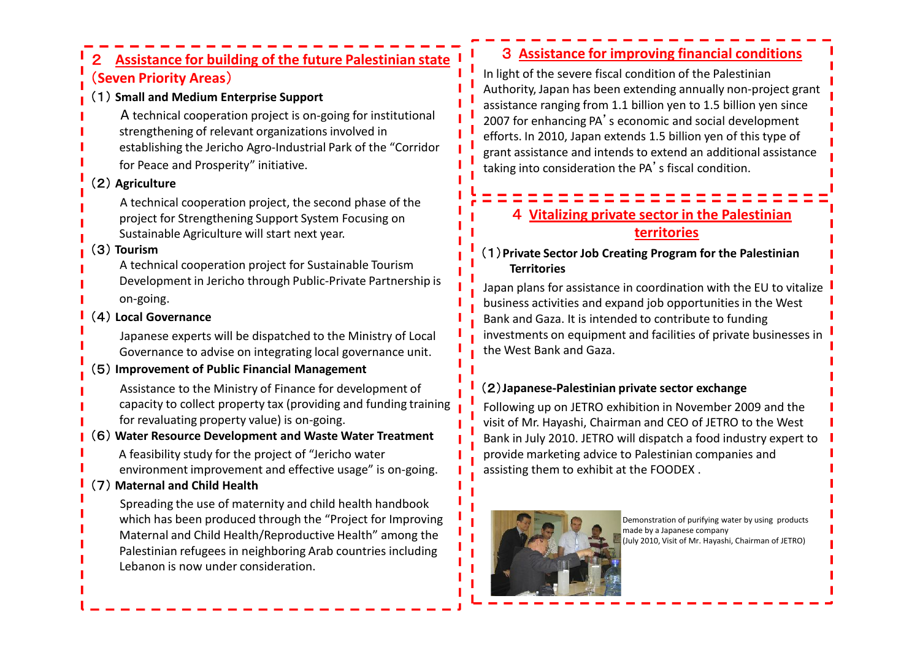## ２　Assistance for building of the future Palestinian state（Seven Priority Areas）

**（1）Small and Medium Enterprise Support**

Ａ technical cooperation project is on-going for institutional strengthening of relevant organizations involved in establishing the Jericho Agro-Industrial Park of the “Corridor for Peace and Prosperity” initiative.

**（2）Agriculture**

A technical cooperation project, the second phase of the project for Strengthening Support System Focusing on Sustainable Agriculture will start next year.

**（3）Tourism**

A technical cooperation project for Sustainable Tourism Development in Jericho through Public-Private Partnership is on-going.

**（4）Local Governance**

Japanese experts will be dispatched to the Ministry of Local Governance to advise on integrating local governance unit.

**（5）Improvement of Public Financial Management**

Assistance to the Ministry of Finance for development of capacity to collect property tax (providing and funding training for revaluating property value) is on-going.

**（6）Water Resource Development and Waste Water Treatment**

A feasibility study for the project of “Jericho water environment improvement and effective usage” is on-going.

**（7）Maternal and Child Health**

Spreading the use of maternity and child health handbook which has been produced through the “Project for Improving Maternal and Child Health/Reproductive Health” among the Palestinian refugees in neighboring Arab countries including Lebanon is now under consideration.

## ３ Assistance for improving financial conditions

In light of the severe fiscal condition of the Palestinian Authority, Japan has been extending annually non-project grant assistance ranging from 1.1 billion yen to 1.5 billion yen since 2007 for enhancing PA’s economic and social development efforts. In 2010, Japan extends 1.5 billion yen of this type of grant assistance and intends to extend an additional assistance taking into consideration the PA’s fiscal condition.

## ４ Vitalizing private sector in the Palestinian territories

**（1）Private Sector Job Creating Program for the Palestinian Territories**

Japan plans for assistance in coordination with the EU to vitalize business activities and expand job opportunities in the West Bank and Gaza. It is intended to contribute to funding investments on equipment and facilities of private businesses in the West Bank and Gaza.

**（2）Japanese-Palestinian private sector exchange**

Following up on JETRO exhibition in November 2009 and the visit of Mr. Hayashi, Chairman and CEO of JETRO to the West Bank in July 2010. JETRO will dispatch a food industry expert to provide marketing advice to Palestinian companies and assisting them to exhibit at the FOODEX .

Demonstration of purifying water by using products made by a Japanese company (July 2010, Visit of Mr. Hayashi, Chairman of JETRO)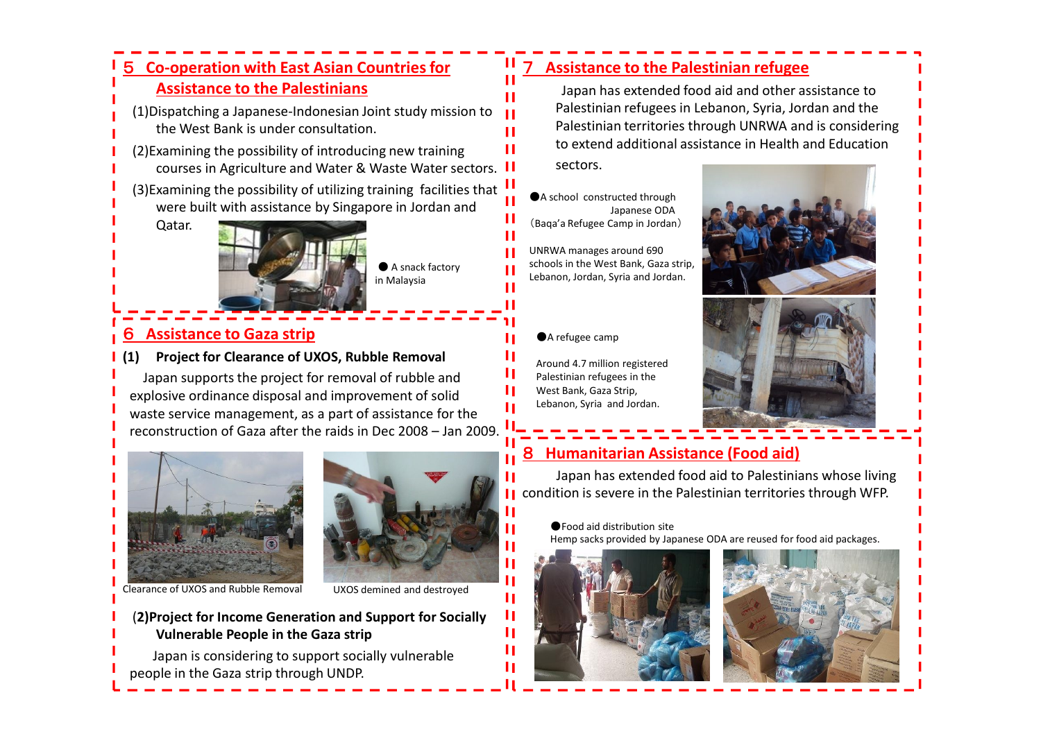## 5 Co-operation with East Asian Countries for Assistance to the Palestinians

(1)Dispatching a Japanese-Indonesian Joint study mission to the West Bank is under consultation.

(2)Examining the possibility of introducing new training courses in Agriculture and Water & Waste Water sectors.

(3)Examining the possibility of utilizing training facilities that were built with assistance by Singapore in Jordan and Qatar.

● A snack factory in Malaysia

## 6 Assistance to Gaza strip

**(1) Project for Clearance of UXOS, Rubble Removal**

Japan supports the project for removal of rubble and explosive ordinance disposal and improvement of solid waste service management, as a part of assistance for the reconstruction of Gaza after the raids in Dec 2008 – Jan 2009.

Clearance of UXOS and Rubble Removal

UXOS demined and destroyed

**(2)Project for Income Generation and Support for Socially Vulnerable People in the Gaza strip**

Japan is considering to support socially vulnerable people in the Gaza strip through UNDP.

## 7 Assistance to the Palestinian refugee

Japan has extended food aid and other assistance to Palestinian refugees in Lebanon, Syria, Jordan and the Palestinian territories through UNRWA and is considering to extend additional assistance in Health and Education sectors.

●A school constructed through Japanese ODA （Baqa'a Refugee Camp in Jordan）

UNRWA manages around 690 schools in the West Bank, Gaza strip, Lebanon, Jordan, Syria and Jordan.

●A refugee camp

Around 4.7 million registered Palestinian refugees in the West Bank, Gaza Strip, Lebanon, Syria and Jordan.

## 8 Humanitarian Assistance (Food aid)

Japan has extended food aid to Palestinians whose living condition is severe in the Palestinian territories through WFP.

●Food aid distribution site
Hemp sacks provided by Japanese ODA are reused for food aid packages.